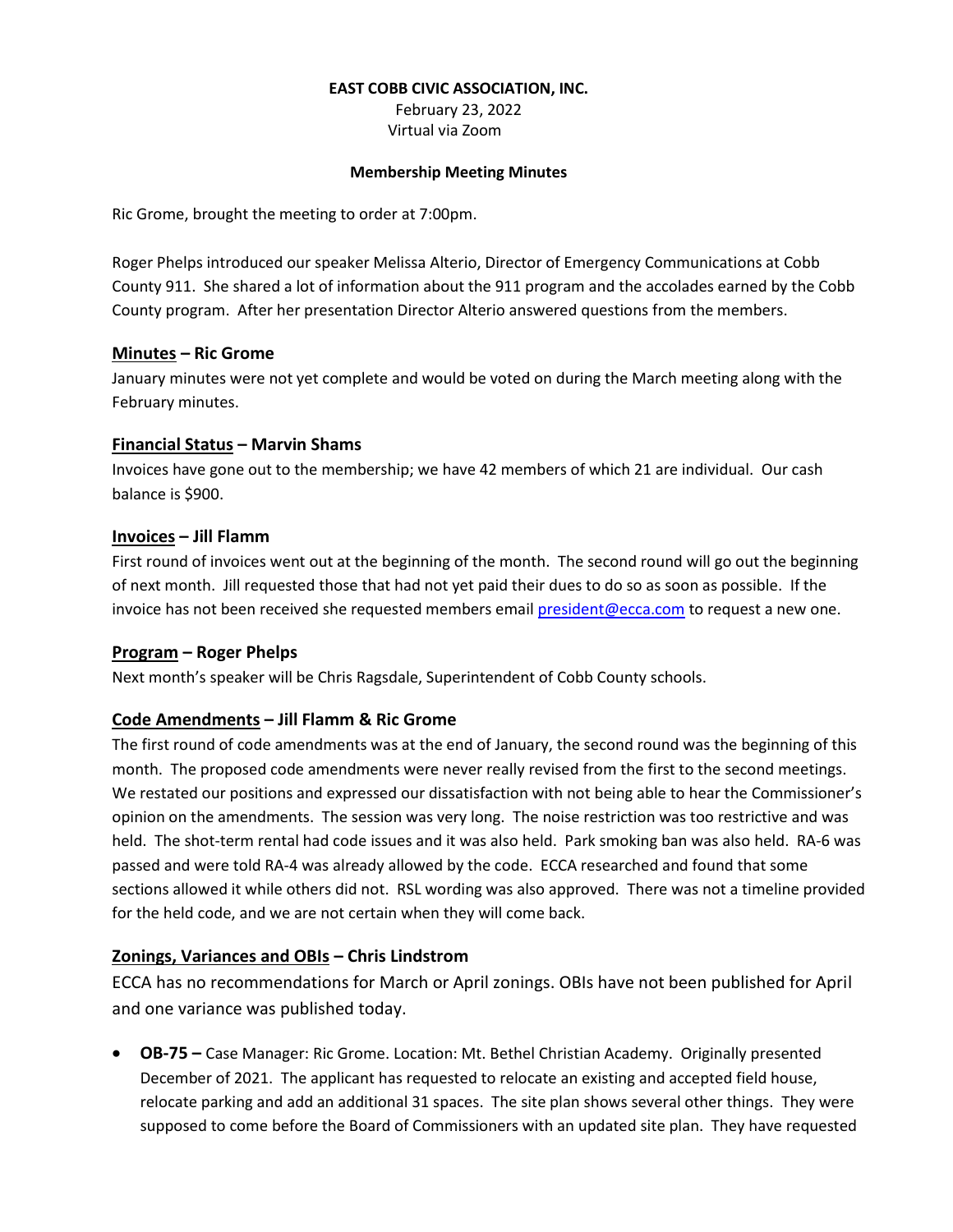**EAST COBB CIVIC ASSOCIATION, INC.**
February 23, 2022
Virtual via Zoom

**Membership Meeting Minutes**

Ric Grome, brought the meeting to order at 7:00pm.

Roger Phelps introduced our speaker Melissa Alterio, Director of Emergency Communications at Cobb County 911. She shared a lot of information about the 911 program and the accolades earned by the Cobb County program. After her presentation Director Alterio answered questions from the members.

## **<u>Minutes</u> – Ric Grome**

January minutes were not yet complete and would be voted on during the March meeting along with the February minutes.

## **<u>Financial Status</u> – Marvin Shams**

Invoices have gone out to the membership; we have 42 members of which 21 are individual. Our cash balance is $900.

## **<u>Invoices</u> – Jill Flamm**

First round of invoices went out at the beginning of the month. The second round will go out the beginning of next month. Jill requested those that had not yet paid their dues to do so as soon as possible. If the invoice has not been received she requested members email president@ecca.com to request a new one.

## **<u>Program</u> – Roger Phelps**

Next month's speaker will be Chris Ragsdale, Superintendent of Cobb County schools.

## **<u>Code Amendments</u> – Jill Flamm & Ric Grome**

The first round of code amendments was at the end of January, the second round was the beginning of this month. The proposed code amendments were never really revised from the first to the second meetings. We restated our positions and expressed our dissatisfaction with not being able to hear the Commissioner's opinion on the amendments. The session was very long. The noise restriction was too restrictive and was held. The shot-term rental had code issues and it was also held. Park smoking ban was also held. RA-6 was passed and were told RA-4 was already allowed by the code. ECCA researched and found that some sections allowed it while others did not. RSL wording was also approved. There was not a timeline provided for the held code, and we are not certain when they will come back.

## **<u>Zonings, Variances and OBIs</u> – Chris Lindstrom**

ECCA has no recommendations for March or April zonings. OBIs have not been published for April and one variance was published today.

- **OB-75 –** Case Manager: Ric Grome. Location: Mt. Bethel Christian Academy. Originally presented December of 2021. The applicant has requested to relocate an existing and accepted field house, relocate parking and add an additional 31 spaces. The site plan shows several other things. They were supposed to come before the Board of Commissioners with an updated site plan. They have requested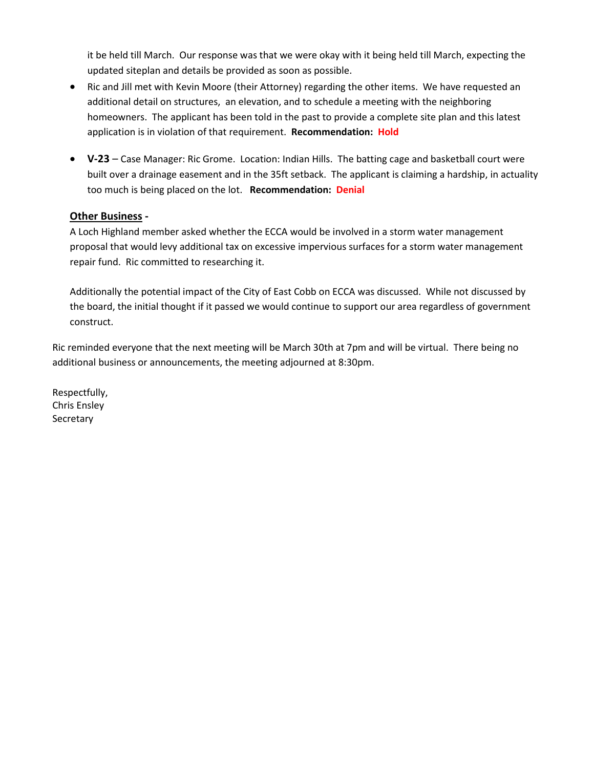it be held till March. Our response was that we were okay with it being held till March, expecting the updated siteplan and details be provided as soon as possible.

- Ric and Jill met with Kevin Moore (their Attorney) regarding the other items. We have requested an additional detail on structures, an elevation, and to schedule a meeting with the neighboring homeowners. The applicant has been told in the past to provide a complete site plan and this latest application is in violation of that requirement. **Recommendation: Hold**

- **V-23** – Case Manager: Ric Grome. Location: Indian Hills. The batting cage and basketball court were built over a drainage easement and in the 35ft setback. The applicant is claiming a hardship, in actuality too much is being placed on the lot. **Recommendation: Denial**

**Other Business -**

A Loch Highland member asked whether the ECCA would be involved in a storm water management proposal that would levy additional tax on excessive impervious surfaces for a storm water management repair fund. Ric committed to researching it.

Additionally the potential impact of the City of East Cobb on ECCA was discussed. While not discussed by the board, the initial thought if it passed we would continue to support our area regardless of government construct.

Ric reminded everyone that the next meeting will be March 30th at 7pm and will be virtual. There being no additional business or announcements, the meeting adjourned at 8:30pm.

Respectfully,
Chris Ensley
Secretary